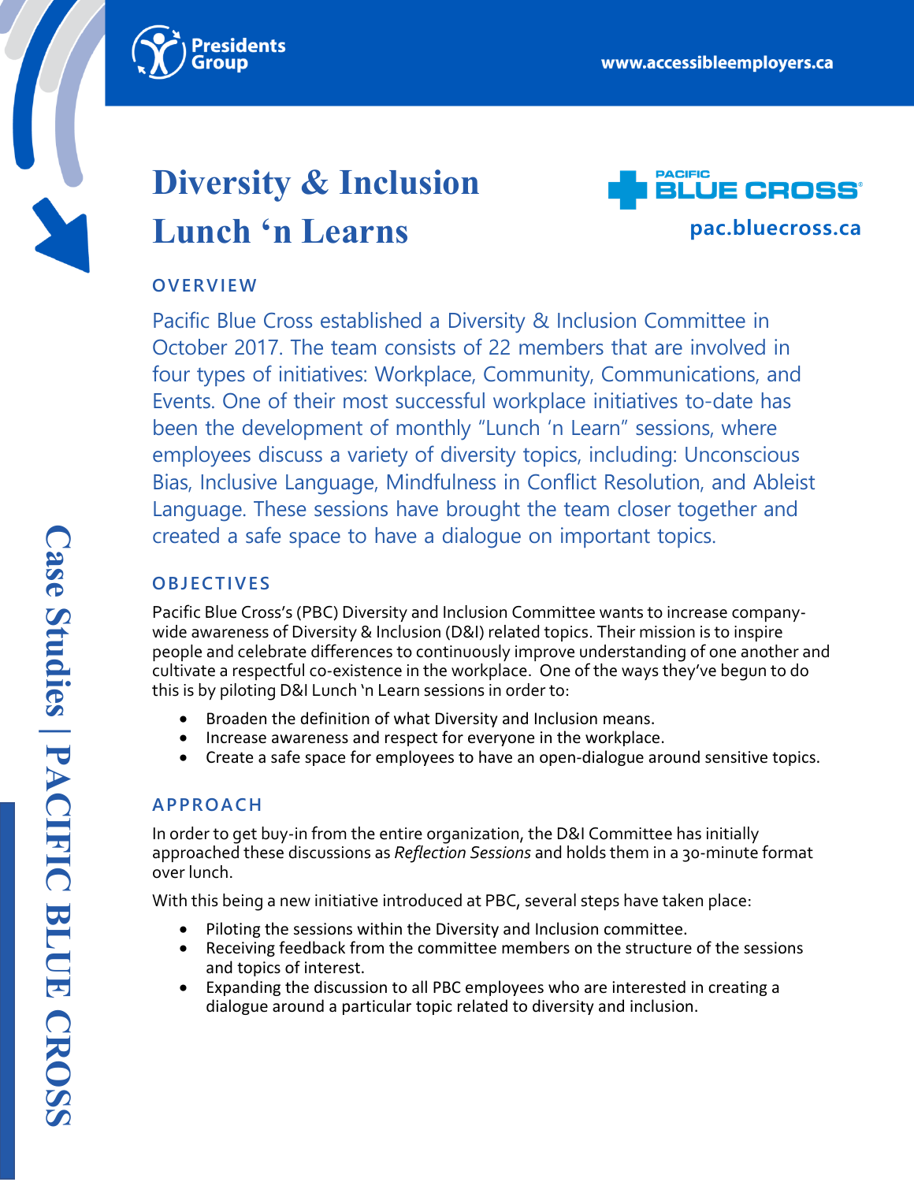# Diversity & Inclusion Lunch 'n Learns

pac.bluecross.ca

## OVERVIEW

Pacific Blue Cross established a Diversity & Inclusion Committee in October 2017. The team consists of 22 members that are involved in four types of initiatives: Workplace, Community, Communications, and Events. One of their most successful workplace initiatives to-date has been the development of monthly "Lunch 'n Learn" sessions, where employees discuss a variety of diversity topics, including: Unconscious Bias, Inclusive Language, Mindfulness in Conflict Resolution, and Ableist Language. These sessions have brought the team closer together and created a safe space to have a dialogue on important topics.

## OBJECTIVES

Pacific Blue Cross's (PBC) Diversity and Inclusion Committee wants to increase company-wide awareness of Diversity & Inclusion (D&I) related topics. Their mission is to inspire people and celebrate differences to continuously improve understanding of one another and cultivate a respectful co-existence in the workplace. One of the ways they've begun to do this is by piloting D&I Lunch 'n Learn sessions in order to:

- Broaden the definition of what Diversity and Inclusion means.
- Increase awareness and respect for everyone in the workplace.
- Create a safe space for employees to have an open-dialogue around sensitive topics.

## APPROACH

In order to get buy-in from the entire organization, the D&I Committee has initially approached these discussions as *Reflection Sessions* and holds them in a 30-minute format over lunch.

With this being a new initiative introduced at PBC, several steps have taken place:

- Piloting the sessions within the Diversity and Inclusion committee.
- Receiving feedback from the committee members on the structure of the sessions and topics of interest.
- Expanding the discussion to all PBC employees who are interested in creating a dialogue around a particular topic related to diversity and inclusion.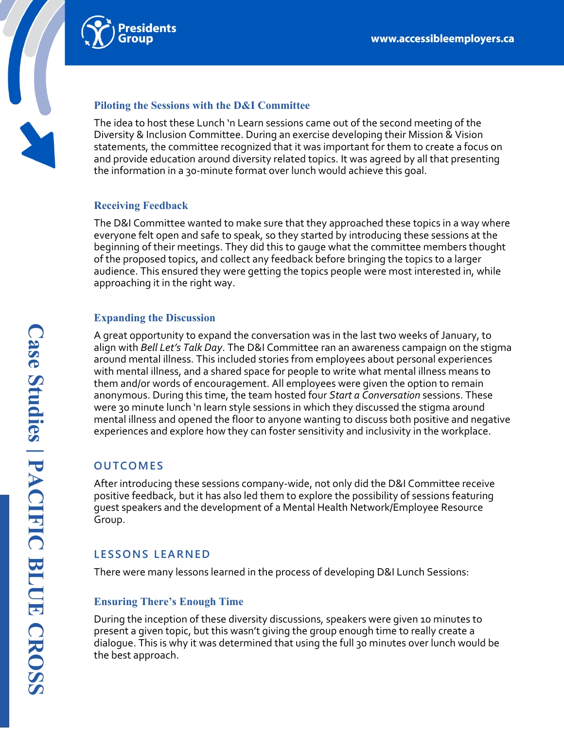### Piloting the Sessions with the D&I Committee

The idea to host these Lunch 'n Learn sessions came out of the second meeting of the Diversity & Inclusion Committee. During an exercise developing their Mission & Vision statements, the committee recognized that it was important for them to create a focus on and provide education around diversity related topics. It was agreed by all that presenting the information in a 30-minute format over lunch would achieve this goal.

### Receiving Feedback

The D&I Committee wanted to make sure that they approached these topics in a way where everyone felt open and safe to speak, so they started by introducing these sessions at the beginning of their meetings. They did this to gauge what the committee members thought of the proposed topics, and collect any feedback before bringing the topics to a larger audience. This ensured they were getting the topics people were most interested in, while approaching it in the right way.

### Expanding the Discussion

A great opportunity to expand the conversation was in the last two weeks of January, to align with *Bell Let's Talk Day*. The D&I Committee ran an awareness campaign on the stigma around mental illness. This included stories from employees about personal experiences with mental illness, and a shared space for people to write what mental illness means to them and/or words of encouragement. All employees were given the option to remain anonymous. During this time, the team hosted four *Start a Conversation* sessions. These were 30 minute lunch 'n learn style sessions in which they discussed the stigma around mental illness and opened the floor to anyone wanting to discuss both positive and negative experiences and explore how they can foster sensitivity and inclusivity in the workplace.

## OUTCOMES

After introducing these sessions company-wide, not only did the D&I Committee receive positive feedback, but it has also led them to explore the possibility of sessions featuring guest speakers and the development of a Mental Health Network/Employee Resource Group.

## LESSONS LEARNED

There were many lessons learned in the process of developing D&I Lunch Sessions:

### Ensuring There's Enough Time

During the inception of these diversity discussions, speakers were given 10 minutes to present a given topic, but this wasn't giving the group enough time to really create a dialogue. This is why it was determined that using the full 30 minutes over lunch would be the best approach.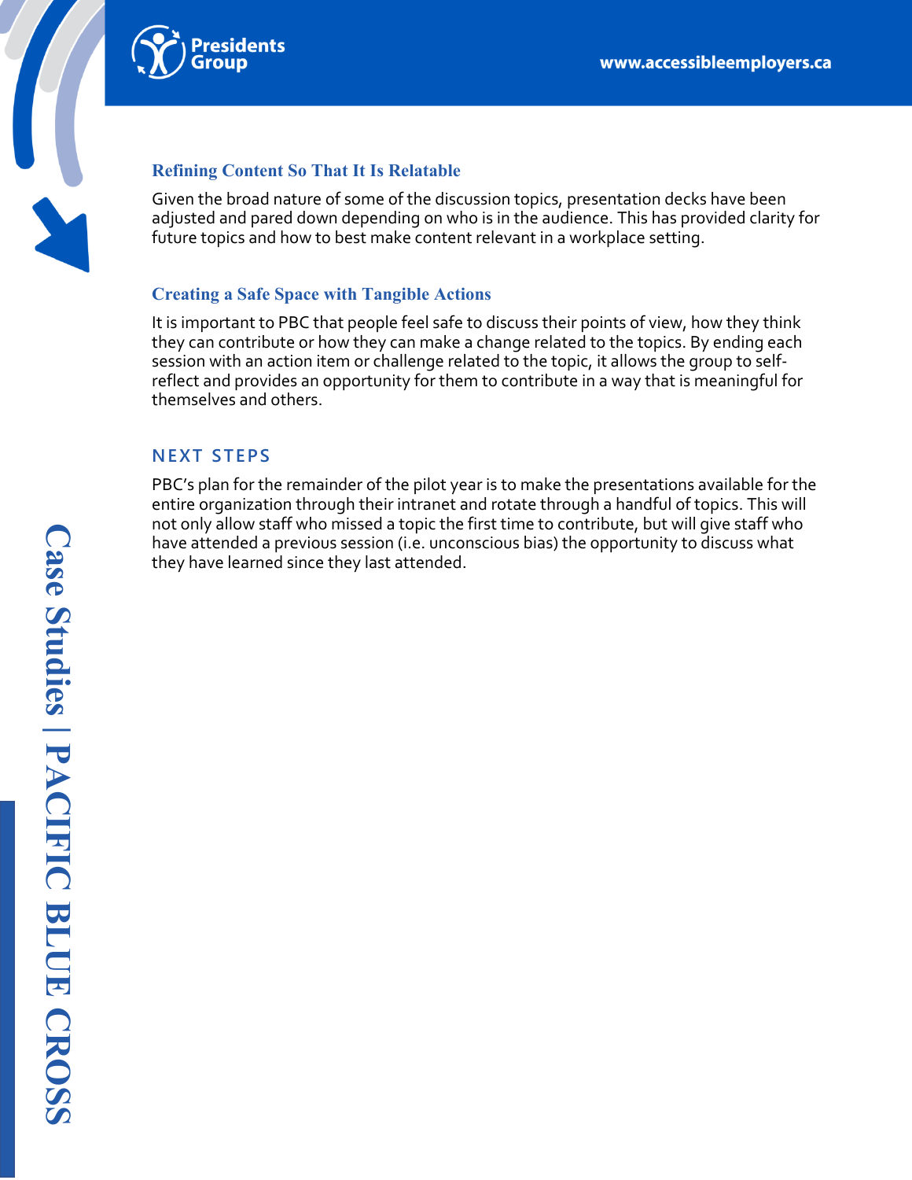### Refining Content So That It Is Relatable

Given the broad nature of some of the discussion topics, presentation decks have been adjusted and pared down depending on who is in the audience. This has provided clarity for future topics and how to best make content relevant in a workplace setting.

### Creating a Safe Space with Tangible Actions

It is important to PBC that people feel safe to discuss their points of view, how they think they can contribute or how they can make a change related to the topics. By ending each session with an action item or challenge related to the topic, it allows the group to self-reflect and provides an opportunity for them to contribute in a way that is meaningful for themselves and others.

## NEXT STEPS

PBC's plan for the remainder of the pilot year is to make the presentations available for the entire organization through their intranet and rotate through a handful of topics. This will not only allow staff who missed a topic the first time to contribute, but will give staff who have attended a previous session (i.e. unconscious bias) the opportunity to discuss what they have learned since they last attended.